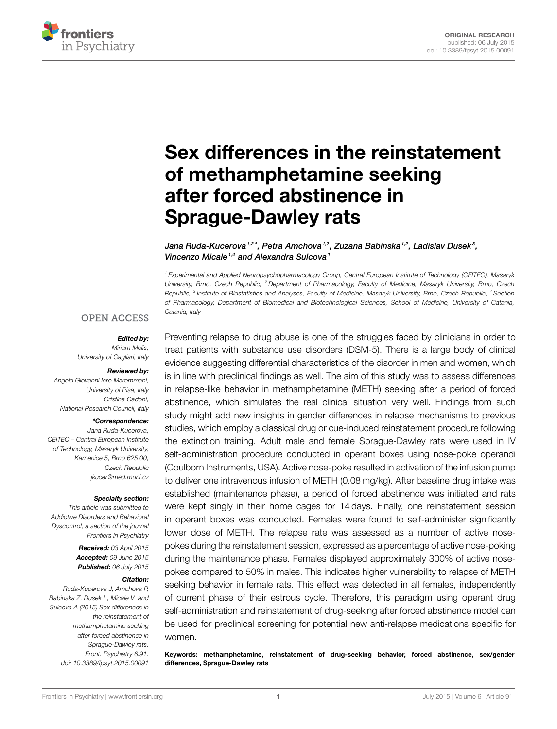ORIGINAL RESEARCH
published: 06 July 2015
doi: 10.3389/fpsyt.2015.00091

# Sex differences in the reinstatement of methamphetamine seeking after forced abstinence in Sprague-Dawley rats

*Jana Ruda-Kucerova[1,2]\*, Petra Amchova[1,2], Zuzana Babinska[1,2], Ladislav Dusek[3], Vincenzo Micale[1,4] and Alexandra Sulcova[1]*

[1] Experimental and Applied Neuropsychopharmacology Group, Central European Institute of Technology (CEITEC), Masaryk University, Brno, Czech Republic, [2] Department of Pharmacology, Faculty of Medicine, Masaryk University, Brno, Czech Republic, [3] Institute of Biostatistics and Analyses, Faculty of Medicine, Masaryk University, Brno, Czech Republic, [4] Section of Pharmacology, Department of Biomedical and Biotechnological Sciences, School of Medicine, University of Catania, Catania, Italy

OPEN ACCESS

***Edited by:***
*Miriam Melis, University of Cagliari, Italy*

***Reviewed by:***
*Angelo Giovanni Icro Maremmani, University of Pisa, Italy*
*Cristina Cadoni, National Research Council, Italy*

***\*Correspondence:***
*Jana Ruda-Kucerova, CEITEC – Central European Institute of Technology, Masaryk University, Kamenice 5, Brno 625 00, Czech Republic*
*jkucer@med.muni.cz*

***Specialty section:***
*This article was submitted to Addictive Disorders and Behavioral Dyscontrol, a section of the journal Frontiers in Psychiatry*

***Received:*** *03 April 2015*
***Accepted:*** *09 June 2015*
***Published:*** *06 July 2015*

***Citation:***
*Ruda-Kucerova J, Amchova P, Babinska Z, Dusek L, Micale V and Sulcova A (2015) Sex differences in the reinstatement of methamphetamine seeking after forced abstinence in Sprague-Dawley rats. Front. Psychiatry 6:91. doi: 10.3389/fpsyt.2015.00091*

Preventing relapse to drug abuse is one of the struggles faced by clinicians in order to treat patients with substance use disorders (DSM-5). There is a large body of clinical evidence suggesting differential characteristics of the disorder in men and women, which is in line with preclinical findings as well. The aim of this study was to assess differences in relapse-like behavior in methamphetamine (METH) seeking after a period of forced abstinence, which simulates the real clinical situation very well. Findings from such study might add new insights in gender differences in relapse mechanisms to previous studies, which employ a classical drug or cue-induced reinstatement procedure following the extinction training. Adult male and female Sprague-Dawley rats were used in IV self-administration procedure conducted in operant boxes using nose-poke operandi (Coulborn Instruments, USA). Active nose-poke resulted in activation of the infusion pump to deliver one intravenous infusion of METH (0.08 mg/kg). After baseline drug intake was established (maintenance phase), a period of forced abstinence was initiated and rats were kept singly in their home cages for 14 days. Finally, one reinstatement session in operant boxes was conducted. Females were found to self-administer significantly lower dose of METH. The relapse rate was assessed as a number of active nose-pokes during the reinstatement session, expressed as a percentage of active nose-poking during the maintenance phase. Females displayed approximately 300% of active nose-pokes compared to 50% in males. This indicates higher vulnerability to relapse of METH seeking behavior in female rats. This effect was detected in all females, independently of current phase of their estrous cycle. Therefore, this paradigm using operant drug self-administration and reinstatement of drug-seeking after forced abstinence model can be used for preclinical screening for potential new anti-relapse medications specific for women.

**Keywords: methamphetamine, reinstatement of drug-seeking behavior, forced abstinence, sex/gender differences, Sprague-Dawley rats**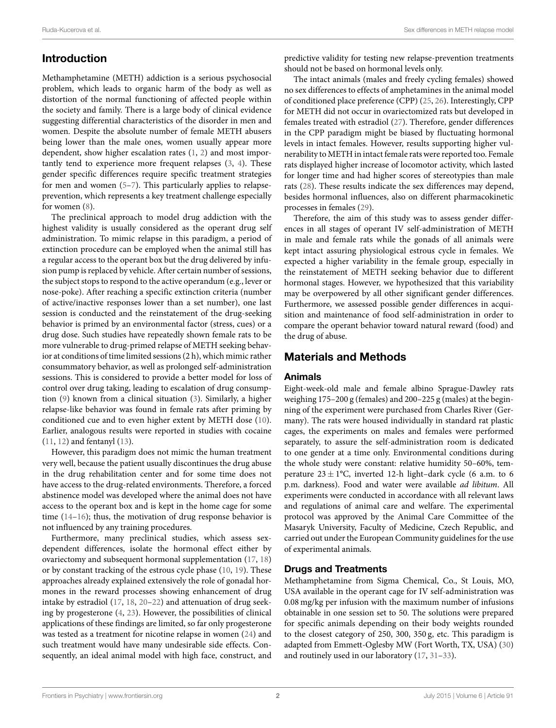## Introduction

Methamphetamine (METH) addiction is a serious psychosocial problem, which leads to organic harm of the body as well as distortion of the normal functioning of affected people within the society and family. There is a large body of clinical evidence suggesting differential characteristics of the disorder in men and women. Despite the absolute number of female METH abusers being lower than the male ones, women usually appear more dependent, show higher escalation rates (1, 2) and most importantly tend to experience more frequent relapses (3, 4). These gender specific differences require specific treatment strategies for men and women (5–7). This particularly applies to relapse-prevention, which represents a key treatment challenge especially for women (8).

The preclinical approach to model drug addiction with the highest validity is usually considered as the operant drug self administration. To mimic relapse in this paradigm, a period of extinction procedure can be employed when the animal still has a regular access to the operant box but the drug delivered by infusion pump is replaced by vehicle. After certain number of sessions, the subject stops to respond to the active operandum (e.g., lever or nose-poke). After reaching a specific extinction criteria (number of active/inactive responses lower than a set number), one last session is conducted and the reinstatement of the drug-seeking behavior is primed by an environmental factor (stress, cues) or a drug dose. Such studies have repeatedly shown female rats to be more vulnerable to drug-primed relapse of METH seeking behavior at conditions of time limited sessions (2 h), which mimic rather consummatory behavior, as well as prolonged self-administration sessions. This is considered to provide a better model for loss of control over drug taking, leading to escalation of drug consumption (9) known from a clinical situation (3). Similarly, a higher relapse-like behavior was found in female rats after priming by conditioned cue and to even higher extent by METH dose (10). Earlier, analogous results were reported in studies with cocaine (11, 12) and fentanyl (13).

However, this paradigm does not mimic the human treatment very well, because the patient usually discontinues the drug abuse in the drug rehabilitation center and for some time does not have access to the drug-related environments. Therefore, a forced abstinence model was developed where the animal does not have access to the operant box and is kept in the home cage for some time (14–16); thus, the motivation of drug response behavior is not influenced by any training procedures.

Furthermore, many preclinical studies, which assess sex-dependent differences, isolate the hormonal effect either by ovariectomy and subsequent hormonal supplementation (17, 18) or by constant tracking of the estrous cycle phase (10, 19). These approaches already explained extensively the role of gonadal hormones in the reward processes showing enhancement of drug intake by estradiol (17, 18, 20–22) and attenuation of drug seeking by progesterone (4, 23). However, the possibilities of clinical applications of these findings are limited, so far only progesterone was tested as a treatment for nicotine relapse in women (24) and such treatment would have many undesirable side effects. Consequently, an ideal animal model with high face, construct, and predictive validity for testing new relapse-prevention treatments should not be based on hormonal levels only.

The intact animals (males and freely cycling females) showed no sex differences to effects of amphetamines in the animal model of conditioned place preference (CPP) (25, 26). Interestingly, CPP for METH did not occur in ovariectomized rats but developed in females treated with estradiol (27). Therefore, gender differences in the CPP paradigm might be biased by fluctuating hormonal levels in intact females. However, results supporting higher vulnerability to METH in intact female rats were reported too. Female rats displayed higher increase of locomotor activity, which lasted for longer time and had higher scores of stereotypies than male rats (28). These results indicate the sex differences may depend, besides hormonal influences, also on different pharmacokinetic processes in females (29).

Therefore, the aim of this study was to assess gender differences in all stages of operant IV self-administration of METH in male and female rats while the gonads of all animals were kept intact assuring physiological estrous cycle in females. We expected a higher variability in the female group, especially in the reinstatement of METH seeking behavior due to different hormonal stages. However, we hypothesized that this variability may be overpowered by all other significant gender differences. Furthermore, we assessed possible gender differences in acquisition and maintenance of food self-administration in order to compare the operant behavior toward natural reward (food) and the drug of abuse.

## Materials and Methods

### Animals

Eight-week-old male and female albino Sprague-Dawley rats weighing 175–200 g (females) and 200–225 g (males) at the beginning of the experiment were purchased from Charles River (Germany). The rats were housed individually in standard rat plastic cages, the experiments on males and females were performed separately, to assure the self-administration room is dedicated to one gender at a time only. Environmental conditions during the whole study were constant: relative humidity 50–60%, temperature $23 \pm 1$°C, inverted 12-h light–dark cycle (6 a.m. to 6 p.m. darkness). Food and water were available *ad libitum*. All experiments were conducted in accordance with all relevant laws and regulations of animal care and welfare. The experimental protocol was approved by the Animal Care Committee of the Masaryk University, Faculty of Medicine, Czech Republic, and carried out under the European Community guidelines for the use of experimental animals.

### Drugs and Treatments

Methamphetamine from Sigma Chemical, Co., St Louis, MO, USA available in the operant cage for IV self-administration was 0.08 mg/kg per infusion with the maximum number of infusions obtainable in one session set to 50. The solutions were prepared for specific animals depending on their body weights rounded to the closest category of 250, 300, 350 g, etc. This paradigm is adapted from Emmett-Oglesby MW (Fort Worth, TX, USA) (30) and routinely used in our laboratory (17, 31–33).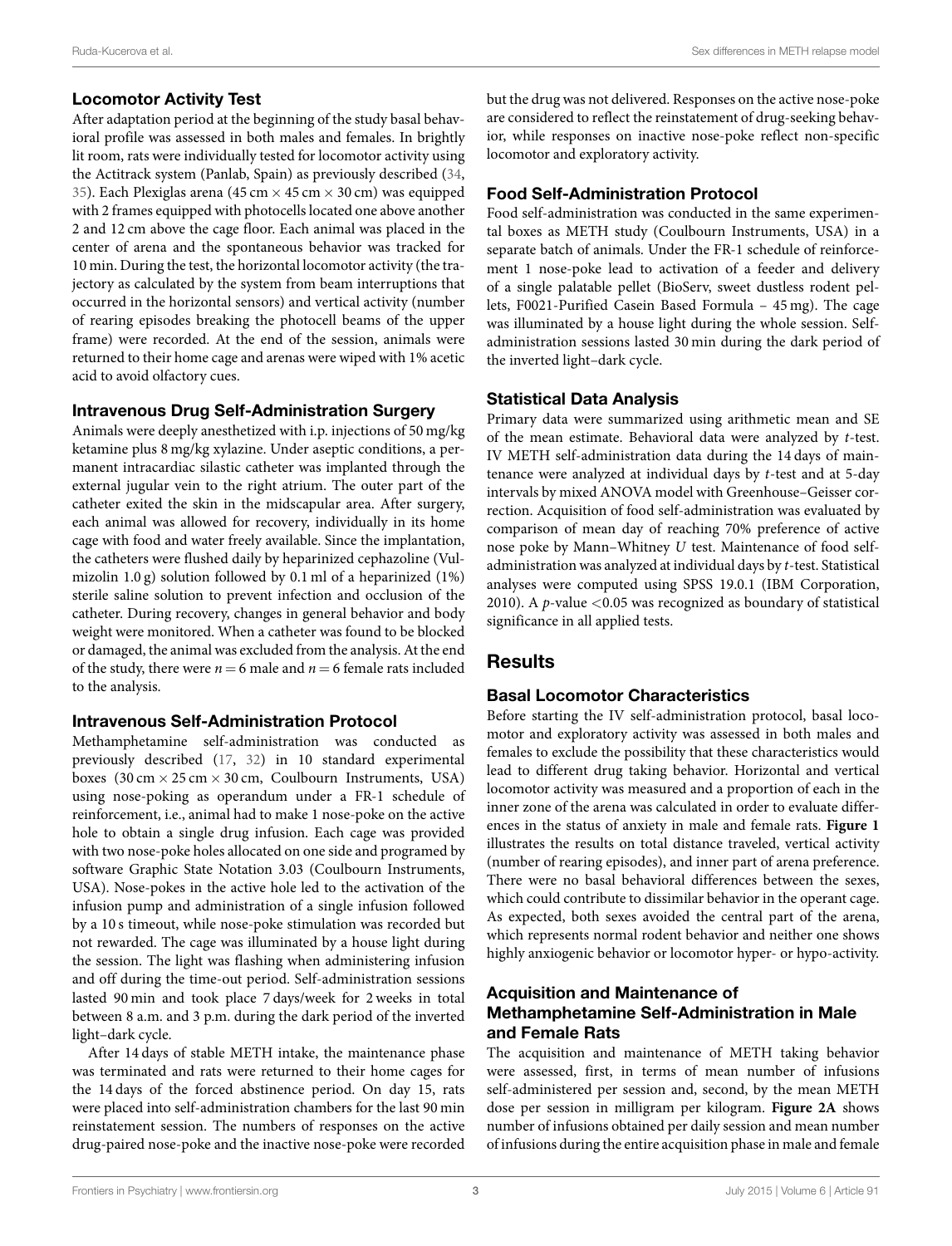## Locomotor Activity Test

After adaptation period at the beginning of the study basal behavioral profile was assessed in both males and females. In brightly lit room, rats were individually tested for locomotor activity using the Actitrack system (Panlab, Spain) as previously described (34, 35). Each Plexiglas arena (45 cm × 45 cm × 30 cm) was equipped with 2 frames equipped with photocells located one above another 2 and 12 cm above the cage floor. Each animal was placed in the center of arena and the spontaneous behavior was tracked for 10 min. During the test, the horizontal locomotor activity (the trajectory as calculated by the system from beam interruptions that occurred in the horizontal sensors) and vertical activity (number of rearing episodes breaking the photocell beams of the upper frame) were recorded. At the end of the session, animals were returned to their home cage and arenas were wiped with 1% acetic acid to avoid olfactory cues.

## Intravenous Drug Self-Administration Surgery

Animals were deeply anesthetized with i.p. injections of 50 mg/kg ketamine plus 8 mg/kg xylazine. Under aseptic conditions, a permanent intracardiac silastic catheter was implanted through the external jugular vein to the right atrium. The outer part of the catheter exited the skin in the midscapular area. After surgery, each animal was allowed for recovery, individually in its home cage with food and water freely available. Since the implantation, the catheters were flushed daily by heparinized cephazoline (Vulmizolin 1.0 g) solution followed by 0.1 ml of a heparinized (1%) sterile saline solution to prevent infection and occlusion of the catheter. During recovery, changes in general behavior and body weight were monitored. When a catheter was found to be blocked or damaged, the animal was excluded from the analysis. At the end of the study, there were $n = 6$ male and $n = 6$ female rats included to the analysis.

## Intravenous Self-Administration Protocol

Methamphetamine self-administration was conducted as previously described (17, 32) in 10 standard experimental boxes (30 cm × 25 cm × 30 cm, Coulbourn Instruments, USA) using nose-poking as operandum under a FR-1 schedule of reinforcement, i.e., animal had to make 1 nose-poke on the active hole to obtain a single drug infusion. Each cage was provided with two nose-poke holes allocated on one side and programed by software Graphic State Notation 3.03 (Coulbourn Instruments, USA). Nose-pokes in the active hole led to the activation of the infusion pump and administration of a single infusion followed by a 10 s timeout, while nose-poke stimulation was recorded but not rewarded. The cage was illuminated by a house light during the session. The light was flashing when administering infusion and off during the time-out period. Self-administration sessions lasted 90 min and took place 7 days/week for 2 weeks in total between 8 a.m. and 3 p.m. during the dark period of the inverted light–dark cycle.

After 14 days of stable METH intake, the maintenance phase was terminated and rats were returned to their home cages for the 14 days of the forced abstinence period. On day 15, rats were placed into self-administration chambers for the last 90 min reinstatement session. The numbers of responses on the active drug-paired nose-poke and the inactive nose-poke were recorded but the drug was not delivered. Responses on the active nose-poke are considered to reflect the reinstatement of drug-seeking behavior, while responses on inactive nose-poke reflect non-specific locomotor and exploratory activity.

## Food Self-Administration Protocol

Food self-administration was conducted in the same experimental boxes as METH study (Coulbourn Instruments, USA) in a separate batch of animals. Under the FR-1 schedule of reinforcement 1 nose-poke lead to activation of a feeder and delivery of a single palatable pellet (BioServ, sweet dustless rodent pellets, F0021-Purified Casein Based Formula – 45 mg). The cage was illuminated by a house light during the whole session. Self-administration sessions lasted 30 min during the dark period of the inverted light–dark cycle.

## Statistical Data Analysis

Primary data were summarized using arithmetic mean and SE of the mean estimate. Behavioral data were analyzed by *t*-test. IV METH self-administration data during the 14 days of maintenance were analyzed at individual days by *t*-test and at 5-day intervals by mixed ANOVA model with Greenhouse–Geisser correction. Acquisition of food self-administration was evaluated by comparison of mean day of reaching 70% preference of active nose poke by Mann–Whitney *U* test. Maintenance of food self-administration was analyzed at individual days by *t*-test. Statistical analyses were computed using SPSS 19.0.1 (IBM Corporation, 2010). A $p$-value $<0.05$ was recognized as boundary of statistical significance in all applied tests.

# Results

## Basal Locomotor Characteristics

Before starting the IV self-administration protocol, basal locomotor and exploratory activity was assessed in both males and females to exclude the possibility that these characteristics would lead to different drug taking behavior. Horizontal and vertical locomotor activity was measured and a proportion of each in the inner zone of the arena was calculated in order to evaluate differences in the status of anxiety in male and female rats. **Figure 1** illustrates the results on total distance traveled, vertical activity (number of rearing episodes), and inner part of arena preference. There were no basal behavioral differences between the sexes, which could contribute to dissimilar behavior in the operant cage. As expected, both sexes avoided the central part of the arena, which represents normal rodent behavior and neither one shows highly anxiogenic behavior or locomotor hyper- or hypo-activity.

## Acquisition and Maintenance of Methamphetamine Self-Administration in Male and Female Rats

The acquisition and maintenance of METH taking behavior were assessed, first, in terms of mean number of infusions self-administered per session and, second, by the mean METH dose per session in milligram per kilogram. **Figure 2A** shows number of infusions obtained per daily session and mean number of infusions during the entire acquisition phase in male and female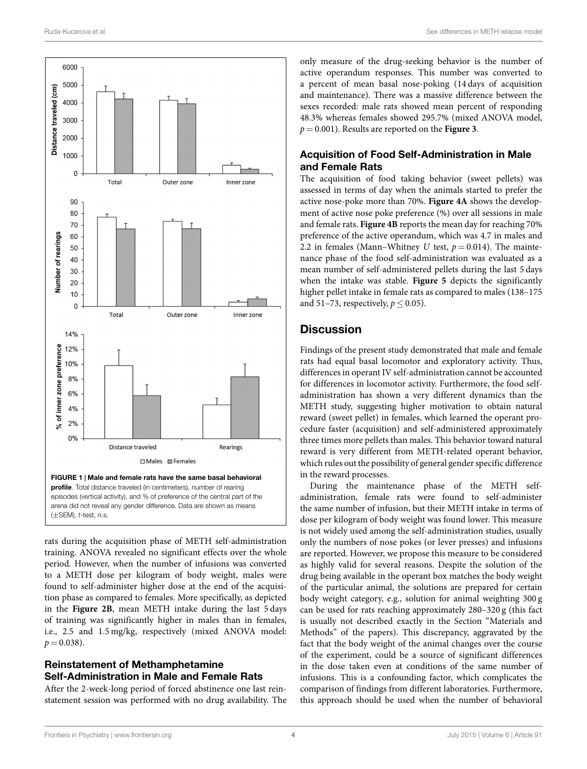FIGURE 1 | Male and female rats have the same basal behavioral profile. Total distance traveled (in centimeters), number of rearing episodes (vertical activity), and % of preference of the central part of the arena did not reveal any gender difference. Data are shown as means (±SEM), *t*-test, n.s.

rats during the acquisition phase of METH self-administration training. ANOVA revealed no significant effects over the whole period. However, when the number of infusions was converted to a METH dose per kilogram of body weight, males were found to self-administer higher dose at the end of the acquisition phase as compared to females. More specifically, as depicted in the **Figure 2B**, mean METH intake during the last 5 days of training was significantly higher in males than in females, i.e., 2.5 and 1.5 mg/kg, respectively (mixed ANOVA model: $p = 0.038$).

### Reinstatement of Methamphetamine Self-Administration in Male and Female Rats

After the 2-week-long period of forced abstinence one last reinstatement session was performed with no drug availability. The only measure of the drug-seeking behavior is the number of active operandum responses. This number was converted to a percent of mean basal nose-poking (14 days of acquisition and maintenance). There was a massive difference between the sexes recorded: male rats showed mean percent of responding 48.3% whereas females showed 295.7% (mixed ANOVA model, $p = 0.001$). Results are reported on the **Figure 3**.

### Acquisition of Food Self-Administration in Male and Female Rats

The acquisition of food taking behavior (sweet pellets) was assessed in terms of day when the animals started to prefer the active nose-poke more than 70%. **Figure 4A** shows the development of active nose poke preference (%) over all sessions in male and female rats. **Figure 4B** reports the mean day for reaching 70% preference of the active operandum, which was 4.7 in males and 2.2 in females (Mann–Whitney *U* test, $p = 0.014$). The maintenance phase of the food self-administration was evaluated as a mean number of self-administered pellets during the last 5 days when the intake was stable. **Figure 5** depicts the significantly higher pellet intake in female rats as compared to males (138–175 and 51–73, respectively, $p \leq 0.05$).

## Discussion

Findings of the present study demonstrated that male and female rats had equal basal locomotor and exploratory activity. Thus, differences in operant IV self-administration cannot be accounted for differences in locomotor activity. Furthermore, the food self-administration has shown a very different dynamics than the METH study, suggesting higher motivation to obtain natural reward (sweet pellet) in females, which learned the operant procedure faster (acquisition) and self-administered approximately three times more pellets than males. This behavior toward natural reward is very different from METH-related operant behavior, which rules out the possibility of general gender specific difference in the reward processes.

During the maintenance phase of the METH self-administration, female rats were found to self-administer the same number of infusion, but their METH intake in terms of dose per kilogram of body weight was found lower. This measure is not widely used among the self-administration studies, usually only the numbers of nose pokes (or lever presses) and infusions are reported. However, we propose this measure to be considered as highly valid for several reasons. Despite the solution of the drug being available in the operant box matches the body weight of the particular animal, the solutions are prepared for certain body weight category, e.g., solution for animal weighting 300 g can be used for rats reaching approximately 280–320 g (this fact is usually not described exactly in the Section "Materials and Methods" of the papers). This discrepancy, aggravated by the fact that the body weight of the animal changes over the course of the experiment, could be a source of significant differences in the dose taken even at conditions of the same number of infusions. This is a confounding factor, which complicates the comparison of findings from different laboratories. Furthermore, this approach should be used when the number of behavioral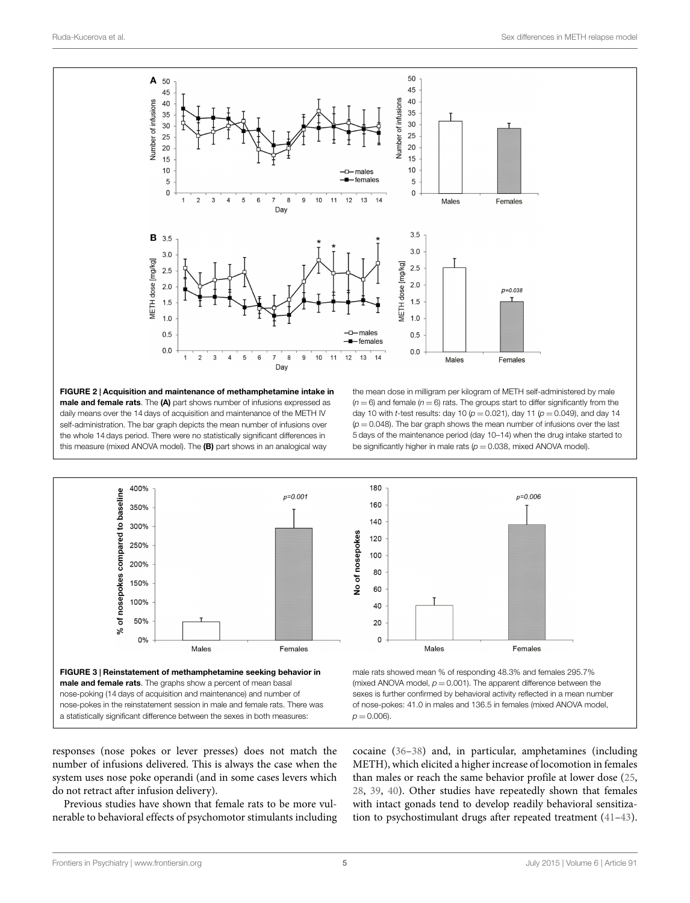**FIGURE 2 | Acquisition and maintenance of methamphetamine intake in male and female rats**. The **(A)** part shows number of infusions expressed as daily means over the 14 days of acquisition and maintenance of the METH IV self-administration. The bar graph depicts the mean number of infusions over the whole 14 days period. There were no statistically significant differences in this measure (mixed ANOVA model). The **(B)** part shows in an analogical way the mean dose in milligram per kilogram of METH self-administered by male ($n = 6$) and female ($n = 6$) rats. The groups start to differ significantly from the day 10 with *t*-test results: day 10 ($p = 0.021$), day 11 ($p = 0.049$), and day 14 ($p = 0.048$). The bar graph shows the mean number of infusions over the last 5 days of the maintenance period (day 10–14) when the drug intake started to be significantly higher in male rats ($p = 0.038$, mixed ANOVA model).

**FIGURE 3 | Reinstatement of methamphetamine seeking behavior in male and female rats**. The graphs show a percent of mean basal nose-poking (14 days of acquisition and maintenance) and number of nose-pokes in the reinstatement session in male and female rats. There was a statistically significant difference between the sexes in both measures: male rats showed mean % of responding 48.3% and females 295.7% (mixed ANOVA model, $p = 0.001$). The apparent difference between the sexes is further confirmed by behavioral activity reflected in a mean number of nose-pokes: 41.0 in males and 136.5 in females (mixed ANOVA model, $p = 0.006$).

responses (nose pokes or lever presses) does not match the number of infusions delivered. This is always the case when the system uses nose poke operandi (and in some cases levers which do not retract after infusion delivery).

Previous studies have shown that female rats to be more vulnerable to behavioral effects of psychomotor stimulants including cocaine (36–38) and, in particular, amphetamines (including METH), which elicited a higher increase of locomotion in females than males or reach the same behavior profile at lower dose (25, 28, 39, 40). Other studies have repeatedly shown that females with intact gonads tend to develop readily behavioral sensitization to psychostimulant drugs after repeated treatment (41–43).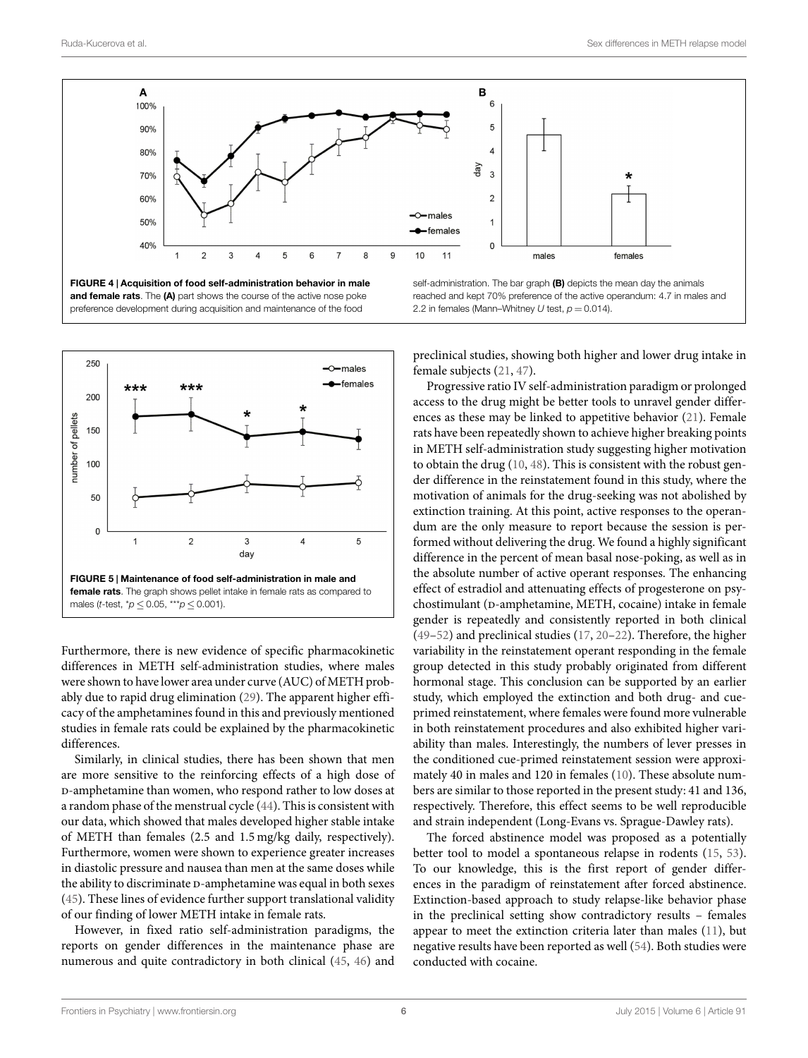**FIGURE 4 | Acquisition of food self-administration behavior in male and female rats**. The **(A)** part shows the course of the active nose poke preference development during acquisition and maintenance of the food self-administration. The bar graph **(B)** depicts the mean day the animals reached and kept 70% preference of the active operandum: 4.7 in males and 2.2 in females (Mann–Whitney *U* test, $p = 0.014$).

**FIGURE 5 | Maintenance of food self-administration in male and female rats**. The graph shows pellet intake in female rats as compared to males (*t*-test, *$p \leq 0.05$, ***$p \leq 0.001$).

Furthermore, there is new evidence of specific pharmacokinetic differences in METH self-administration studies, where males were shown to have lower area under curve (AUC) of METH probably due to rapid drug elimination (29). The apparent higher efficacy of the amphetamines found in this and previously mentioned studies in female rats could be explained by the pharmacokinetic differences.

Similarly, in clinical studies, there has been shown that men are more sensitive to the reinforcing effects of a high dose of D-amphetamine than women, who respond rather to low doses at a random phase of the menstrual cycle (44). This is consistent with our data, which showed that males developed higher stable intake of METH than females (2.5 and 1.5 mg/kg daily, respectively). Furthermore, women were shown to experience greater increases in diastolic pressure and nausea than men at the same doses while the ability to discriminate D-amphetamine was equal in both sexes (45). These lines of evidence further support translational validity of our finding of lower METH intake in female rats.

However, in fixed ratio self-administration paradigms, the reports on gender differences in the maintenance phase are numerous and quite contradictory in both clinical (45, 46) and preclinical studies, showing both higher and lower drug intake in female subjects (21, 47).

Progressive ratio IV self-administration paradigm or prolonged access to the drug might be better tools to unravel gender differences as these may be linked to appetitive behavior (21). Female rats have been repeatedly shown to achieve higher breaking points in METH self-administration study suggesting higher motivation to obtain the drug (10, 48). This is consistent with the robust gender difference in the reinstatement found in this study, where the motivation of animals for the drug-seeking was not abolished by extinction training. At this point, active responses to the operandum are the only measure to report because the session is performed without delivering the drug. We found a highly significant difference in the percent of mean basal nose-poking, as well as in the absolute number of active operant responses. The enhancing effect of estradiol and attenuating effects of progesterone on psychostimulant (D-amphetamine, METH, cocaine) intake in female gender is repeatedly and consistently reported in both clinical (49–52) and preclinical studies (17, 20–22). Therefore, the higher variability in the reinstatement operant responding in the female group detected in this study probably originated from different hormonal stage. This conclusion can be supported by an earlier study, which employed the extinction and both drug- and cue-primed reinstatement, where females were found more vulnerable in both reinstatement procedures and also exhibited higher variability than males. Interestingly, the numbers of lever presses in the conditioned cue-primed reinstatement session were approximately 40 in males and 120 in females (10). These absolute numbers are similar to those reported in the present study: 41 and 136, respectively. Therefore, this effect seems to be well reproducible and strain independent (Long-Evans vs. Sprague-Dawley rats).

The forced abstinence model was proposed as a potentially better tool to model a spontaneous relapse in rodents (15, 53). To our knowledge, this is the first report of gender differences in the paradigm of reinstatement after forced abstinence. Extinction-based approach to study relapse-like behavior phase in the preclinical setting show contradictory results – females appear to meet the extinction criteria later than males (11), but negative results have been reported as well (54). Both studies were conducted with cocaine.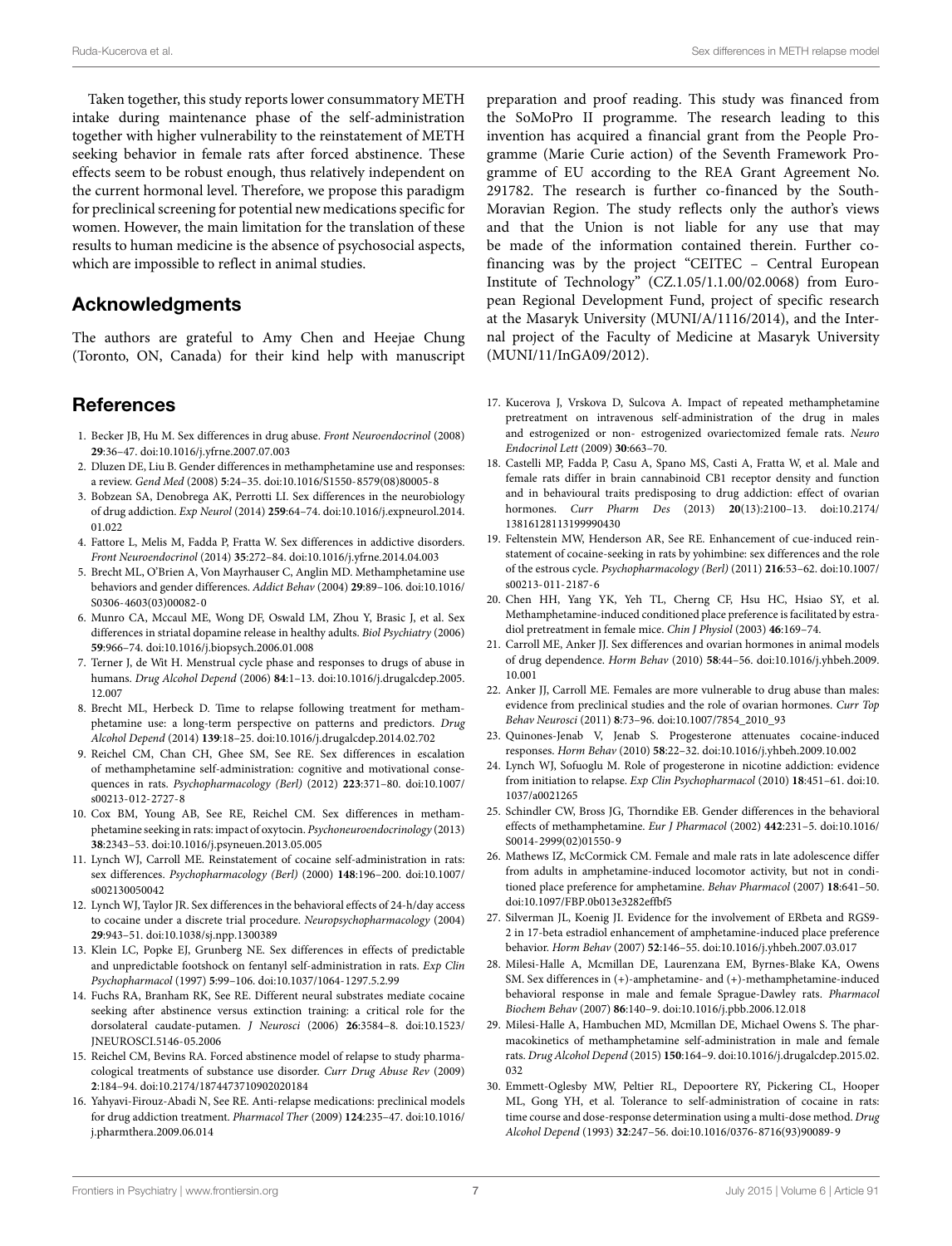Taken together, this study reports lower consummatory METH intake during maintenance phase of the self-administration together with higher vulnerability to the reinstatement of METH seeking behavior in female rats after forced abstinence. These effects seem to be robust enough, thus relatively independent on the current hormonal level. Therefore, we propose this paradigm for preclinical screening for potential new medications specific for women. However, the main limitation for the translation of these results to human medicine is the absence of psychosocial aspects, which are impossible to reflect in animal studies.

## Acknowledgments

The authors are grateful to Amy Chen and Heejae Chung (Toronto, ON, Canada) for their kind help with manuscript preparation and proof reading. This study was financed from the SoMoPro II programme. The research leading to this invention has acquired a financial grant from the People Programme (Marie Curie action) of the Seventh Framework Programme of EU according to the REA Grant Agreement No. 291782. The research is further co-financed by the South-Moravian Region. The study reflects only the author's views and that the Union is not liable for any use that may be made of the information contained therein. Further co-financing was by the project "CEITEC – Central European Institute of Technology" (CZ.1.05/1.1.00/02.0068) from European Regional Development Fund, project of specific research at the Masaryk University (MUNI/A/1116/2014), and the Internal project of the Faculty of Medicine at Masaryk University (MUNI/11/InGA09/2012).

## References

1. Becker JB, Hu M. Sex differences in drug abuse. *Front Neuroendocrinol* (2008) **29**:36–47. doi:10.1016/j.yfrne.2007.07.003
2. Dluzen DE, Liu B. Gender differences in methamphetamine use and responses: a review. *Gend Med* (2008) **5**:24–35. doi:10.1016/S1550-8579(08)80005-8
3. Bobzean SA, Denobrega AK, Perrotti LI. Sex differences in the neurobiology of drug addiction. *Exp Neurol* (2014) **259**:64–74. doi:10.1016/j.expneurol.2014.01.022
4. Fattore L, Melis M, Fadda P, Fratta W. Sex differences in addictive disorders. *Front Neuroendocrinol* (2014) **35**:272–84. doi:10.1016/j.yfrne.2014.04.003
5. Brecht ML, O'Brien A, Von Mayrhauser C, Anglin MD. Methamphetamine use behaviors and gender differences. *Addict Behav* (2004) **29**:89–106. doi:10.1016/S0306-4603(03)00082-0
6. Munro CA, Mccaul ME, Wong DF, Oswald LM, Zhou Y, Brasic J, et al. Sex differences in striatal dopamine release in healthy adults. *Biol Psychiatry* (2006) **59**:966–74. doi:10.1016/j.biopsych.2006.01.008
7. Terner J, de Wit H. Menstrual cycle phase and responses to drugs of abuse in humans. *Drug Alcohol Depend* (2006) **84**:1–13. doi:10.1016/j.drugalcdep.2005.12.007
8. Brecht ML, Herbeck D. Time to relapse following treatment for methamphetamine use: a long-term perspective on patterns and predictors. *Drug Alcohol Depend* (2014) **139**:18–25. doi:10.1016/j.drugalcdep.2014.02.702
9. Reichel CM, Chan CH, Ghee SM, See RE. Sex differences in escalation of methamphetamine self-administration: cognitive and motivational consequences in rats. *Psychopharmacology (Berl)* (2012) **223**:371–80. doi:10.1007/s00213-012-2727-8
10. Cox BM, Young AB, See RE, Reichel CM. Sex differences in methamphetamine seeking in rats: impact of oxytocin. *Psychoneuroendocrinology* (2013) **38**:2343–53. doi:10.1016/j.psyneuen.2013.05.005
11. Lynch WJ, Carroll ME. Reinstatement of cocaine self-administration in rats: sex differences. *Psychopharmacology (Berl)* (2000) **148**:196–200. doi:10.1007/s002130050042
12. Lynch WJ, Taylor JR. Sex differences in the behavioral effects of 24-h/day access to cocaine under a discrete trial procedure. *Neuropsychopharmacology* (2004) **29**:943–51. doi:10.1038/sj.npp.1300389
13. Klein LC, Popke EJ, Grunberg NE. Sex differences in effects of predictable and unpredictable footshock on fentanyl self-administration in rats. *Exp Clin Psychopharmacol* (1997) **5**:99–106. doi:10.1037/1064-1297.5.2.99
14. Fuchs RA, Branham RK, See RE. Different neural substrates mediate cocaine seeking after abstinence versus extinction training: a critical role for the dorsolateral caudate-putamen. *J Neurosci* (2006) **26**:3584–8. doi:10.1523/JNEUROSCI.5146-05.2006
15. Reichel CM, Bevins RA. Forced abstinence model of relapse to study pharmacological treatments of substance use disorder. *Curr Drug Abuse Rev* (2009) **2**:184–94. doi:10.2174/1874473710902020184
16. Yahyavi-Firouz-Abadi N, See RE. Anti-relapse medications: preclinical models for drug addiction treatment. *Pharmacol Ther* (2009) **124**:235–47. doi:10.1016/j.pharmthera.2009.06.014
17. Kucerova J, Vrskova D, Sulcova A. Impact of repeated methamphetamine pretreatment on intravenous self-administration of the drug in males and estrogenized or non- estrogenized ovariectomized female rats. *Neuro Endocrinol Lett* (2009) **30**:663–70.
18. Castelli MP, Fadda P, Casu A, Spano MS, Casti A, Fratta W, et al. Male and female rats differ in brain cannabinoid CB1 receptor density and function and in behavioural traits predisposing to drug addiction: effect of ovarian hormones. *Curr Pharm Des* (2013) **20**(13):2100–13. doi:10.2174/13816128113199990430
19. Feltenstein MW, Henderson AR, See RE. Enhancement of cue-induced reinstatement of cocaine-seeking in rats by yohimbine: sex differences and the role of the estrous cycle. *Psychopharmacology (Berl)* (2011) **216**:53–62. doi:10.1007/s00213-011-2187-6
20. Chen HH, Yang YK, Yeh TL, Cherng CF, Hsu HC, Hsiao SY, et al. Methamphetamine-induced conditioned place preference is facilitated by estradiol pretreatment in female mice. *Chin J Physiol* (2003) **46**:169–74.
21. Carroll ME, Anker JJ. Sex differences and ovarian hormones in animal models of drug dependence. *Horm Behav* (2010) **58**:44–56. doi:10.1016/j.yhbeh.2009.10.001
22. Anker JJ, Carroll ME. Females are more vulnerable to drug abuse than males: evidence from preclinical studies and the role of ovarian hormones. *Curr Top Behav Neurosci* (2011) **8**:73–96. doi:10.1007/7854_2010_93
23. Quinones-Jenab V, Jenab S. Progesterone attenuates cocaine-induced responses. *Horm Behav* (2010) **58**:22–32. doi:10.1016/j.yhbeh.2009.10.002
24. Lynch WJ, Sofuoglu M. Role of progesterone in nicotine addiction: evidence from initiation to relapse. *Exp Clin Psychopharmacol* (2010) **18**:451–61. doi:10.1037/a0021265
25. Schindler CW, Bross JG, Thorndike EB. Gender differences in the behavioral effects of methamphetamine. *Eur J Pharmacol* (2002) **442**:231–5. doi:10.1016/S0014-2999(02)01550-9
26. Mathews IZ, McCormick CM. Female and male rats in late adolescence differ from adults in amphetamine-induced locomotor activity, but not in conditioned place preference for amphetamine. *Behav Pharmacol* (2007) **18**:641–50. doi:10.1097/FBP.0b013e3282effbf5
27. Silverman JL, Koenig JI. Evidence for the involvement of ERbeta and RGS9-2 in 17-beta estradiol enhancement of amphetamine-induced place preference behavior. *Horm Behav* (2007) **52**:146–55. doi:10.1016/j.yhbeh.2007.03.017
28. Milesi-Halle A, Mcmillan DE, Laurenzana EM, Byrnes-Blake KA, Owens SM. Sex differences in (+)-amphetamine- and (+)-methamphetamine-induced behavioral response in male and female Sprague-Dawley rats. *Pharmacol Biochem Behav* (2007) **86**:140–9. doi:10.1016/j.pbb.2006.12.018
29. Milesi-Halle A, Hambuchen MD, Mcmillan DE, Michael Owens S. The pharmacokinetics of methamphetamine self-administration in male and female rats. *Drug Alcohol Depend* (2015) **150**:164–9. doi:10.1016/j.drugalcdep.2015.02.032
30. Emmett-Oglesby MW, Peltier RL, Depoortere RY, Pickering CL, Hooper ML, Gong YH, et al. Tolerance to self-administration of cocaine in rats: time course and dose-response determination using a multi-dose method. *Drug Alcohol Depend* (1993) **32**:247–56. doi:10.1016/0376-8716(93)90089-9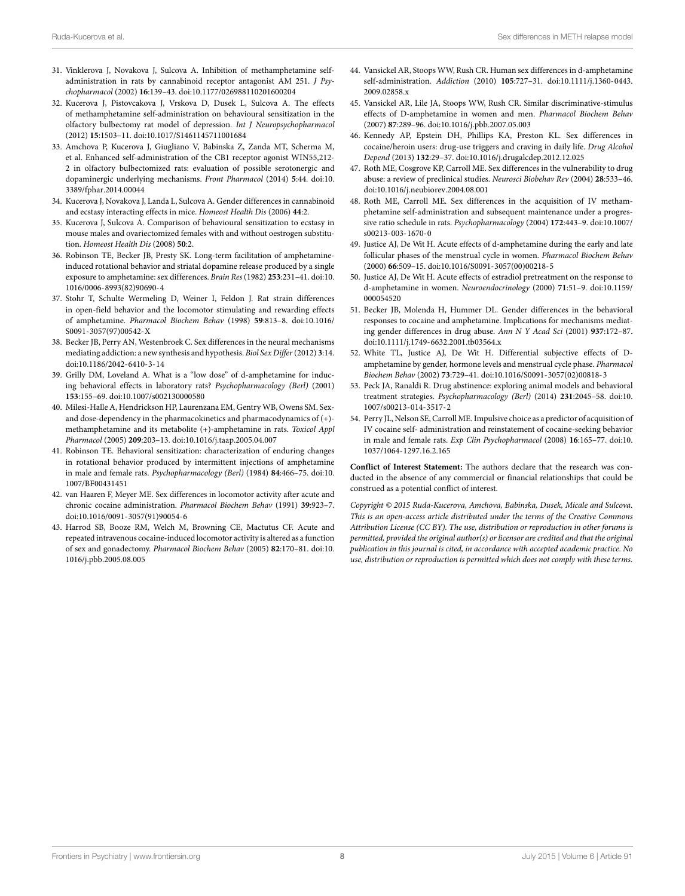31. Vinklerova J, Novakova J, Sulcova A. Inhibition of methamphetamine self-administration in rats by cannabinoid receptor antagonist AM 251. *J Psychopharmacol* (2002) **16**:139–43. doi:10.1177/026988110201600204
32. Kucerova J, Pistovcakova J, Vrskova D, Dusek L, Sulcova A. The effects of methamphetamine self-administration on behavioural sensitization in the olfactory bulbectomy rat model of depression. *Int J Neuropsychopharmacol* (2012) **15**:1503–11. doi:10.1017/S1461145711001684
33. Amchova P, Kucerova J, Giugliano V, Babinska Z, Zanda MT, Scherma M, et al. Enhanced self-administration of the CB1 receptor agonist WIN55,212-2 in olfactory bulbectomized rats: evaluation of possible serotonergic and dopaminergic underlying mechanisms. *Front Pharmacol* (2014) **5**:44. doi:10.3389/fphar.2014.00044
34. Kucerova J, Novakova J, Landa L, Sulcova A. Gender differences in cannabinoid and ecstasy interacting effects in mice. *Homeost Health Dis* (2006) **44**:2.
35. Kucerova J, Sulcova A. Comparison of behavioural sensitization to ecstasy in mouse males and ovariectomized females with and without oestrogen substitution. *Homeost Health Dis* (2008) **50**:2.
36. Robinson TE, Becker JB, Presty SK. Long-term facilitation of amphetamine-induced rotational behavior and striatal dopamine release produced by a single exposure to amphetamine: sex differences. *Brain Res* (1982) **253**:231–41. doi:10.1016/0006-8993(82)90690-4
37. Stohr T, Schulte Wermeling D, Weiner I, Feldon J. Rat strain differences in open-field behavior and the locomotor stimulating and rewarding effects of amphetamine. *Pharmacol Biochem Behav* (1998) **59**:813–8. doi:10.1016/S0091-3057(97)00542-X
38. Becker JB, Perry AN, Westenbroek C. Sex differences in the neural mechanisms mediating addiction: a new synthesis and hypothesis. *Biol Sex Differ* (2012) **3**:14. doi:10.1186/2042-6410-3-14
39. Grilly DM, Loveland A. What is a "low dose" of d-amphetamine for inducing behavioral effects in laboratory rats? *Psychopharmacology (Berl)* (2001) **153**:155–69. doi:10.1007/s002130000580
40. Milesi-Halle A, Hendrickson HP, Laurenzana EM, Gentry WB, Owens SM. Sex- and dose-dependency in the pharmacokinetics and pharmacodynamics of (+)-methamphetamine and its metabolite (+)-amphetamine in rats. *Toxicol Appl Pharmacol* (2005) **209**:203–13. doi:10.1016/j.taap.2005.04.007
41. Robinson TE. Behavioral sensitization: characterization of enduring changes in rotational behavior produced by intermittent injections of amphetamine in male and female rats. *Psychopharmacology (Berl)* (1984) **84**:466–75. doi:10.1007/BF00431451
42. van Haaren F, Meyer ME. Sex differences in locomotor activity after acute and chronic cocaine administration. *Pharmacol Biochem Behav* (1991) **39**:923–7. doi:10.1016/0091-3057(91)90054-6
43. Harrod SB, Booze RM, Welch M, Browning CE, Mactutus CF. Acute and repeated intravenous cocaine-induced locomotor activity is altered as a function of sex and gonadectomy. *Pharmacol Biochem Behav* (2005) **82**:170–81. doi:10.1016/j.pbb.2005.08.005
44. Vansickel AR, Stoops WW, Rush CR. Human sex differences in d-amphetamine self-administration. *Addiction* (2010) **105**:727–31. doi:10.1111/j.1360-0443.2009.02858.x
45. Vansickel AR, Lile JA, Stoops WW, Rush CR. Similar discriminative-stimulus effects of D-amphetamine in women and men. *Pharmacol Biochem Behav* (2007) **87**:289–96. doi:10.1016/j.pbb.2007.05.003
46. Kennedy AP, Epstein DH, Phillips KA, Preston KL. Sex differences in cocaine/heroin users: drug-use triggers and craving in daily life. *Drug Alcohol Depend* (2013) **132**:29–37. doi:10.1016/j.drugalcdep.2012.12.025
47. Roth ME, Cosgrove KP, Carroll ME. Sex differences in the vulnerability to drug abuse: a review of preclinical studies. *Neurosci Biobehav Rev* (2004) **28**:533–46. doi:10.1016/j.neubiorev.2004.08.001
48. Roth ME, Carroll ME. Sex differences in the acquisition of IV methamphetamine self-administration and subsequent maintenance under a progressive ratio schedule in rats. *Psychopharmacology* (2004) **172**:443–9. doi:10.1007/s00213-003-1670-0
49. Justice AJ, De Wit H. Acute effects of d-amphetamine during the early and late follicular phases of the menstrual cycle in women. *Pharmacol Biochem Behav* (2000) **66**:509–15. doi:10.1016/S0091-3057(00)00218-5
50. Justice AJ, De Wit H. Acute effects of estradiol pretreatment on the response to d-amphetamine in women. *Neuroendocrinology* (2000) **71**:51–9. doi:10.1159/000054520
51. Becker JB, Molenda H, Hummer DL. Gender differences in the behavioral responses to cocaine and amphetamine. Implications for mechanisms mediating gender differences in drug abuse. *Ann N Y Acad Sci* (2001) **937**:172–87. doi:10.1111/j.1749-6632.2001.tb03564.x
52. White TL, Justice AJ, De Wit H. Differential subjective effects of D-amphetamine by gender, hormone levels and menstrual cycle phase. *Pharmacol Biochem Behav* (2002) **73**:729–41. doi:10.1016/S0091-3057(02)00818-3
53. Peck JA, Ranaldi R. Drug abstinence: exploring animal models and behavioral treatment strategies. *Psychopharmacology (Berl)* (2014) **231**:2045–58. doi:10.1007/s00213-014-3517-2
54. Perry JL, Nelson SE, Carroll ME. Impulsive choice as a predictor of acquisition of IV cocaine self- administration and reinstatement of cocaine-seeking behavior in male and female rats. *Exp Clin Psychopharmacol* (2008) **16**:165–77. doi:10.1037/1064-1297.16.2.165

**Conflict of Interest Statement:** The authors declare that the research was conducted in the absence of any commercial or financial relationships that could be construed as a potential conflict of interest.

*Copyright © 2015 Ruda-Kucerova, Amchova, Babinska, Dusek, Micale and Sulcova. This is an open-access article distributed under the terms of the Creative Commons Attribution License (CC BY). The use, distribution or reproduction in other forums is permitted, provided the original author(s) or licensor are credited and that the original publication in this journal is cited, in accordance with accepted academic practice. No use, distribution or reproduction is permitted which does not comply with these terms.*